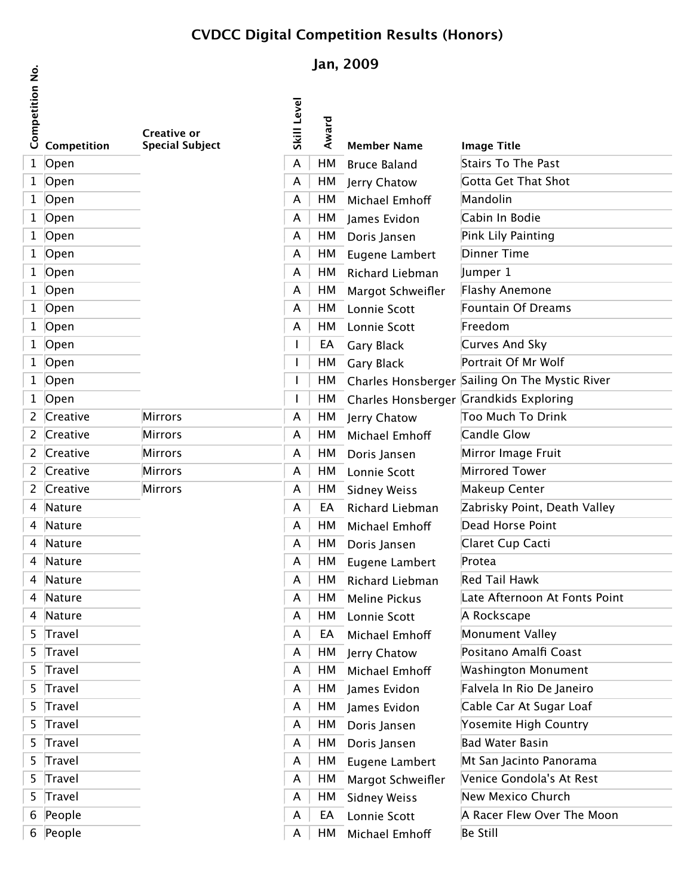# CVDCC Digital Competition Results (Honors)

## Jan, 2009

| Competition No. | Competition | Creative or Special Subject | Skill Level | Award | Member Name | Image Title |
|---|---|---|---|---|---|---|
| 1 | Open | | A | HM | Bruce Baland | Stairs To The Past |
| 1 | Open | | A | HM | Jerry Chatow | Gotta Get That Shot |
| 1 | Open | | A | HM | Michael Emhoff | Mandolin |
| 1 | Open | | A | HM | James Evidon | Cabin In Bodie |
| 1 | Open | | A | HM | Doris Jansen | Pink Lily Painting |
| 1 | Open | | A | HM | Eugene Lambert | Dinner Time |
| 1 | Open | | A | HM | Richard Liebman | Jumper 1 |
| 1 | Open | | A | HM | Margot Schweifler | Flashy Anemone |
| 1 | Open | | A | HM | Lonnie Scott | Fountain Of Dreams |
| 1 | Open | | A | HM | Lonnie Scott | Freedom |
| 1 | Open | | I | EA | Gary Black | Curves And Sky |
| 1 | Open | | I | HM | Gary Black | Portrait Of Mr Wolf |
| 1 | Open | | I | HM | Charles Honsberger | Sailing On The Mystic River |
| 1 | Open | | I | HM | Charles Honsberger | Grandkids Exploring |
| 2 | Creative | Mirrors | A | HM | Jerry Chatow | Too Much To Drink |
| 2 | Creative | Mirrors | A | HM | Michael Emhoff | Candle Glow |
| 2 | Creative | Mirrors | A | HM | Doris Jansen | Mirror Image Fruit |
| 2 | Creative | Mirrors | A | HM | Lonnie Scott | Mirrored Tower |
| 2 | Creative | Mirrors | A | HM | Sidney Weiss | Makeup Center |
| 4 | Nature | | A | EA | Richard Liebman | Zabrisky Point, Death Valley |
| 4 | Nature | | A | HM | Michael Emhoff | Dead Horse Point |
| 4 | Nature | | A | HM | Doris Jansen | Claret Cup Cacti |
| 4 | Nature | | A | HM | Eugene Lambert | Protea |
| 4 | Nature | | A | HM | Richard Liebman | Red Tail Hawk |
| 4 | Nature | | A | HM | Meline Pickus | Late Afternoon At Fonts Point |
| 4 | Nature | | A | HM | Lonnie Scott | A Rockscape |
| 5 | Travel | | A | EA | Michael Emhoff | Monument Valley |
| 5 | Travel | | A | HM | Jerry Chatow | Positano Amalfi Coast |
| 5 | Travel | | A | HM | Michael Emhoff | Washington Monument |
| 5 | Travel | | A | HM | James Evidon | Falvela In Rio De Janeiro |
| 5 | Travel | | A | HM | James Evidon | Cable Car At Sugar Loaf |
| 5 | Travel | | A | HM | Doris Jansen | Yosemite High Country |
| 5 | Travel | | A | HM | Doris Jansen | Bad Water Basin |
| 5 | Travel | | A | HM | Eugene Lambert | Mt San Jacinto Panorama |
| 5 | Travel | | A | HM | Margot Schweifler | Venice Gondola's At Rest |
| 5 | Travel | | A | HM | Sidney Weiss | New Mexico Church |
| 6 | People | | A | EA | Lonnie Scott | A Racer Flew Over The Moon |
| 6 | People | | A | HM | Michael Emhoff | Be Still |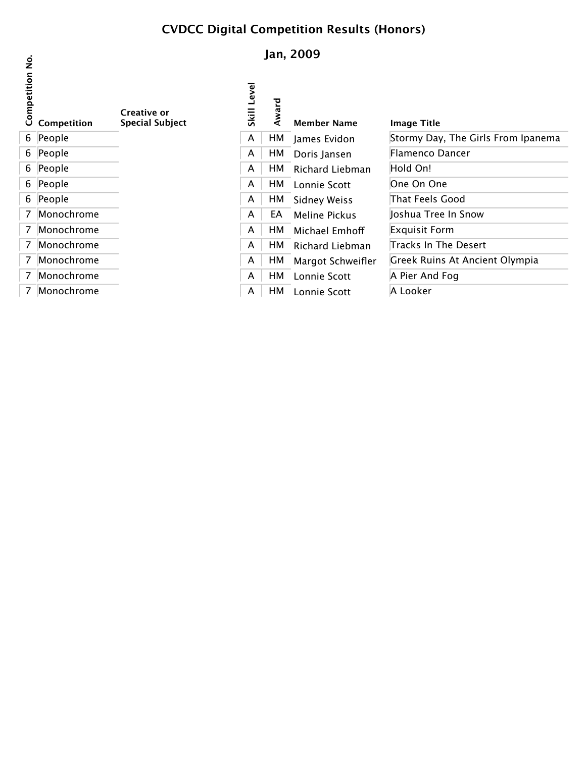# CVDCC Digital Competition Results (Honors)

## Jan, 2009

| Competition No. | Competition | Creative or Special Subject | Skill Level | Award | Member Name | Image Title |
|---|---|---|---|---|---|---|
| 6 | People | | A | HM | James Evidon | Stormy Day, The Girls From Ipanema |
| 6 | People | | A | HM | Doris Jansen | Flamenco Dancer |
| 6 | People | | A | HM | Richard Liebman | Hold On! |
| 6 | People | | A | HM | Lonnie Scott | One On One |
| 6 | People | | A | HM | Sidney Weiss | That Feels Good |
| 7 | Monochrome | | A | EA | Meline Pickus | Joshua Tree In Snow |
| 7 | Monochrome | | A | HM | Michael Emhoff | Exquisit Form |
| 7 | Monochrome | | A | HM | Richard Liebman | Tracks In The Desert |
| 7 | Monochrome | | A | HM | Margot Schweifler | Greek Ruins At Ancient Olympia |
| 7 | Monochrome | | A | HM | Lonnie Scott | A Pier And Fog |
| 7 | Monochrome | | A | HM | Lonnie Scott | A Looker |